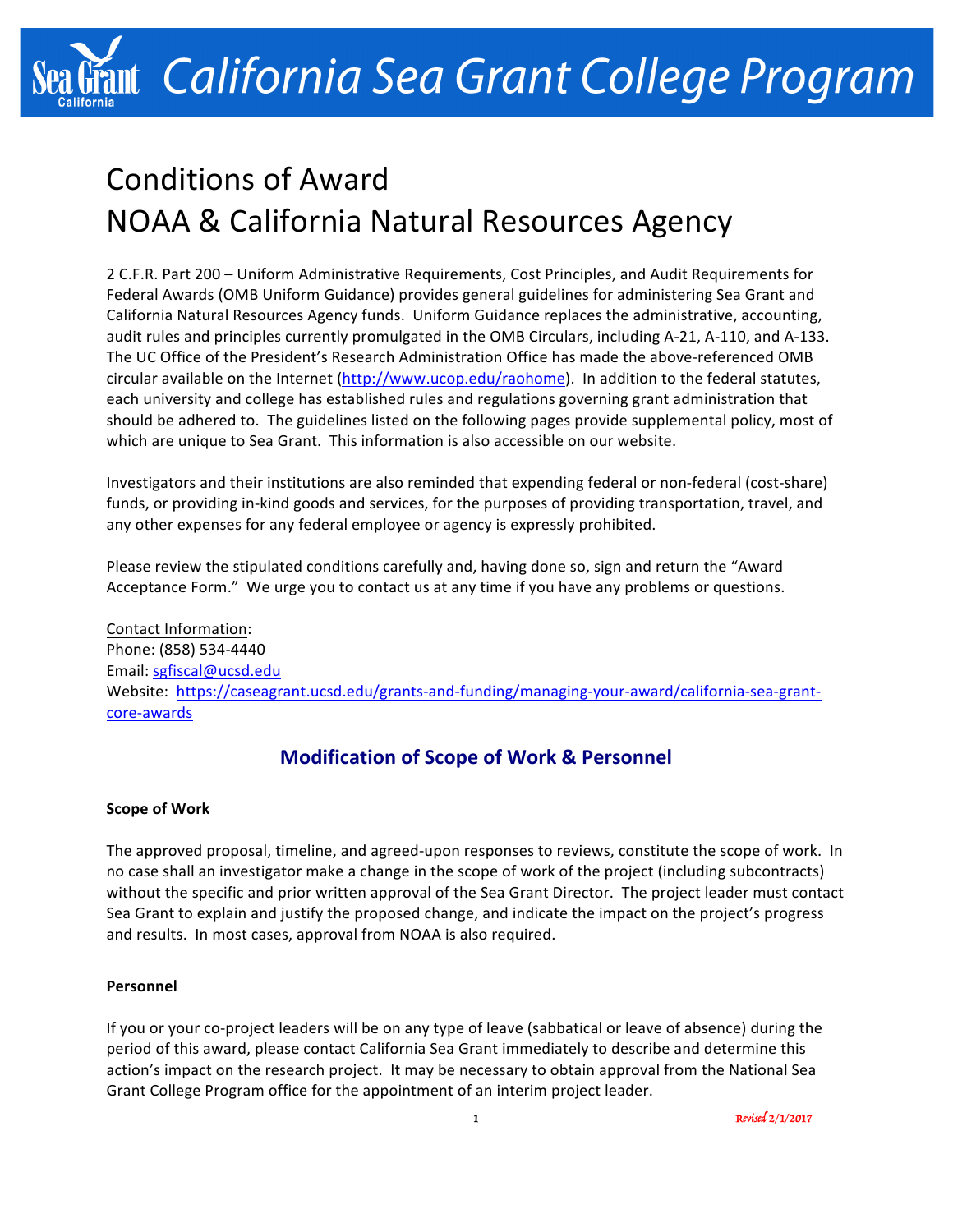# California Sea Grant College Program

# Conditions of Award
# NOAA & California Natural Resources Agency

2 C.F.R. Part 200 – Uniform Administrative Requirements, Cost Principles, and Audit Requirements for Federal Awards (OMB Uniform Guidance) provides general guidelines for administering Sea Grant and California Natural Resources Agency funds. Uniform Guidance replaces the administrative, accounting, audit rules and principles currently promulgated in the OMB Circulars, including A-21, A-110, and A-133. The UC Office of the President's Research Administration Office has made the above-referenced OMB circular available on the Internet (http://www.ucop.edu/raohome). In addition to the federal statutes, each university and college has established rules and regulations governing grant administration that should be adhered to. The guidelines listed on the following pages provide supplemental policy, most of which are unique to Sea Grant. This information is also accessible on our website.

Investigators and their institutions are also reminded that expending federal or non-federal (cost-share) funds, or providing in-kind goods and services, for the purposes of providing transportation, travel, and any other expenses for any federal employee or agency is expressly prohibited.

Please review the stipulated conditions carefully and, having done so, sign and return the "Award Acceptance Form." We urge you to contact us at any time if you have any problems or questions.

Contact Information:
Phone: (858) 534-4440
Email: sgfiscal@ucsd.edu
Website: https://caseagrant.ucsd.edu/grants-and-funding/managing-your-award/california-sea-grant-core-awards

## Modification of Scope of Work & Personnel

### Scope of Work

The approved proposal, timeline, and agreed-upon responses to reviews, constitute the scope of work. In no case shall an investigator make a change in the scope of work of the project (including subcontracts) without the specific and prior written approval of the Sea Grant Director. The project leader must contact Sea Grant to explain and justify the proposed change, and indicate the impact on the project's progress and results. In most cases, approval from NOAA is also required.

### Personnel

If you or your co-project leaders will be on any type of leave (sabbatical or leave of absence) during the period of this award, please contact California Sea Grant immediately to describe and determine this action's impact on the research project. It may be necessary to obtain approval from the National Sea Grant College Program office for the appointment of an interim project leader.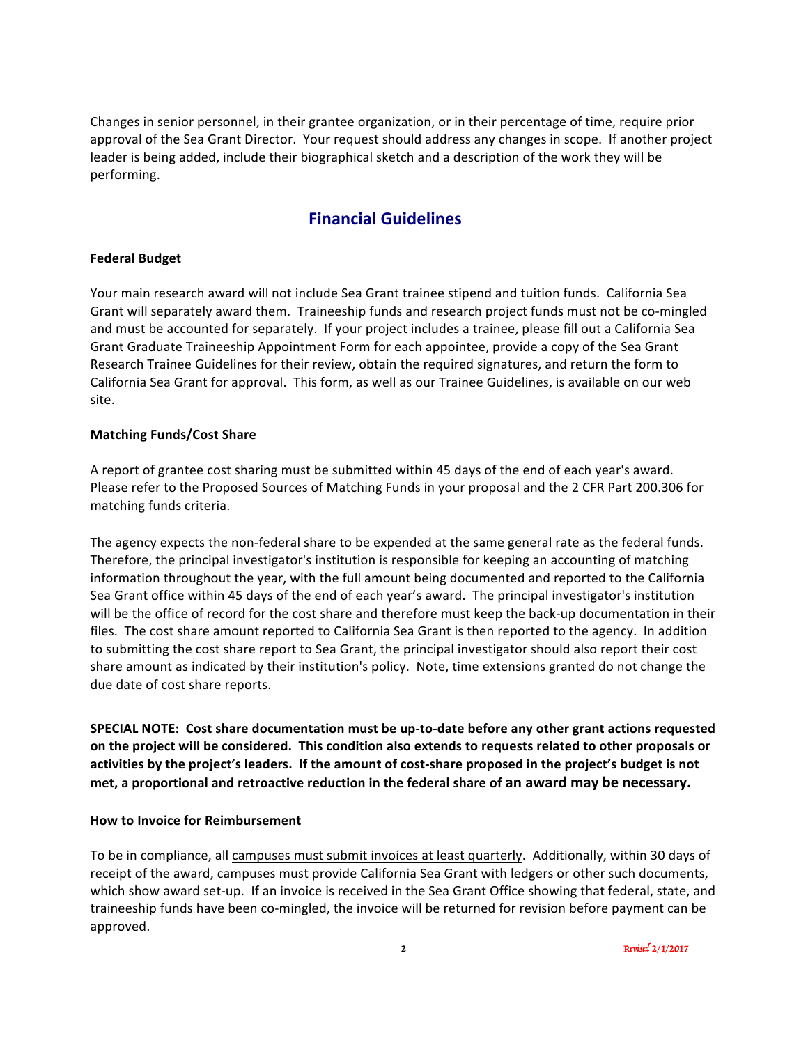Changes in senior personnel, in their grantee organization, or in their percentage of time, require prior approval of the Sea Grant Director. Your request should address any changes in scope. If another project leader is being added, include their biographical sketch and a description of the work they will be performing.

## Financial Guidelines

**Federal Budget**

Your main research award will not include Sea Grant trainee stipend and tuition funds. California Sea Grant will separately award them. Traineeship funds and research project funds must not be co-mingled and must be accounted for separately. If your project includes a trainee, please fill out a California Sea Grant Graduate Traineeship Appointment Form for each appointee, provide a copy of the Sea Grant Research Trainee Guidelines for their review, obtain the required signatures, and return the form to California Sea Grant for approval. This form, as well as our Trainee Guidelines, is available on our web site.

**Matching Funds/Cost Share**

A report of grantee cost sharing must be submitted within 45 days of the end of each year's award. Please refer to the Proposed Sources of Matching Funds in your proposal and the 2 CFR Part 200.306 for matching funds criteria.

The agency expects the non-federal share to be expended at the same general rate as the federal funds. Therefore, the principal investigator's institution is responsible for keeping an accounting of matching information throughout the year, with the full amount being documented and reported to the California Sea Grant office within 45 days of the end of each year's award. The principal investigator's institution will be the office of record for the cost share and therefore must keep the back-up documentation in their files. The cost share amount reported to California Sea Grant is then reported to the agency. In addition to submitting the cost share report to Sea Grant, the principal investigator should also report their cost share amount as indicated by their institution's policy. Note, time extensions granted do not change the due date of cost share reports.

**SPECIAL NOTE: Cost share documentation must be up-to-date before any other grant actions requested on the project will be considered. This condition also extends to requests related to other proposals or activities by the project's leaders. If the amount of cost-share proposed in the project's budget is not met, a proportional and retroactive reduction in the federal share of an award may be necessary.**

**How to Invoice for Reimbursement**

To be in compliance, all campuses must submit invoices at least quarterly. Additionally, within 30 days of receipt of the award, campuses must provide California Sea Grant with ledgers or other such documents, which show award set-up. If an invoice is received in the Sea Grant Office showing that federal, state, and traineeship funds have been co-mingled, the invoice will be returned for revision before payment can be approved.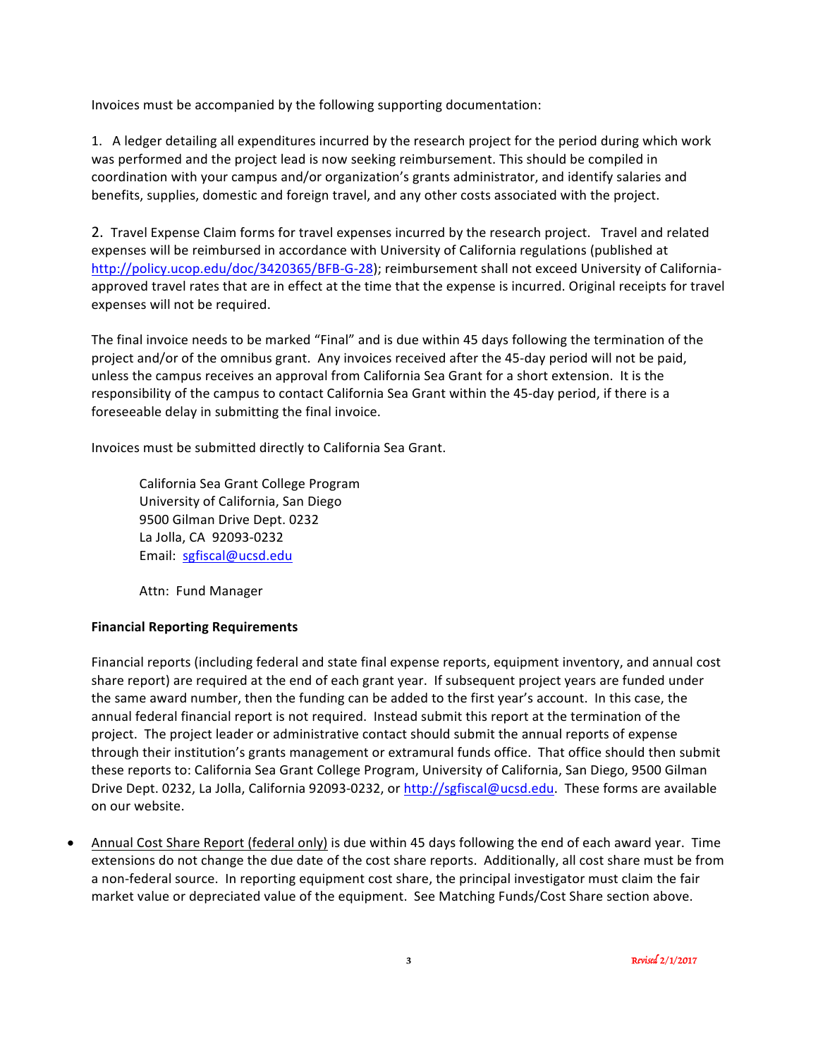Invoices must be accompanied by the following supporting documentation:

1. A ledger detailing all expenditures incurred by the research project for the period during which work was performed and the project lead is now seeking reimbursement. This should be compiled in coordination with your campus and/or organization's grants administrator, and identify salaries and benefits, supplies, domestic and foreign travel, and any other costs associated with the project.

2. Travel Expense Claim forms for travel expenses incurred by the research project. Travel and related expenses will be reimbursed in accordance with University of California regulations (published at http://policy.ucop.edu/doc/3420365/BFB-G-28); reimbursement shall not exceed University of California-approved travel rates that are in effect at the time that the expense is incurred. Original receipts for travel expenses will not be required.

The final invoice needs to be marked "Final" and is due within 45 days following the termination of the project and/or of the omnibus grant. Any invoices received after the 45-day period will not be paid, unless the campus receives an approval from California Sea Grant for a short extension. It is the responsibility of the campus to contact California Sea Grant within the 45-day period, if there is a foreseeable delay in submitting the final invoice.

Invoices must be submitted directly to California Sea Grant.

> California Sea Grant College Program
> University of California, San Diego
> 9500 Gilman Drive Dept. 0232
> La Jolla, CA 92093-0232
> Email: sgfiscal@ucsd.edu
>
> Attn: Fund Manager

**Financial Reporting Requirements**

Financial reports (including federal and state final expense reports, equipment inventory, and annual cost share report) are required at the end of each grant year. If subsequent project years are funded under the same award number, then the funding can be added to the first year's account. In this case, the annual federal financial report is not required. Instead submit this report at the termination of the project. The project leader or administrative contact should submit the annual reports of expense through their institution's grants management or extramural funds office. That office should then submit these reports to: California Sea Grant College Program, University of California, San Diego, 9500 Gilman Drive Dept. 0232, La Jolla, California 92093-0232, or http://sgfiscal@ucsd.edu. These forms are available on our website.

- Annual Cost Share Report (federal only) is due within 45 days following the end of each award year. Time extensions do not change the due date of the cost share reports. Additionally, all cost share must be from a non-federal source. In reporting equipment cost share, the principal investigator must claim the fair market value or depreciated value of the equipment. See Matching Funds/Cost Share section above.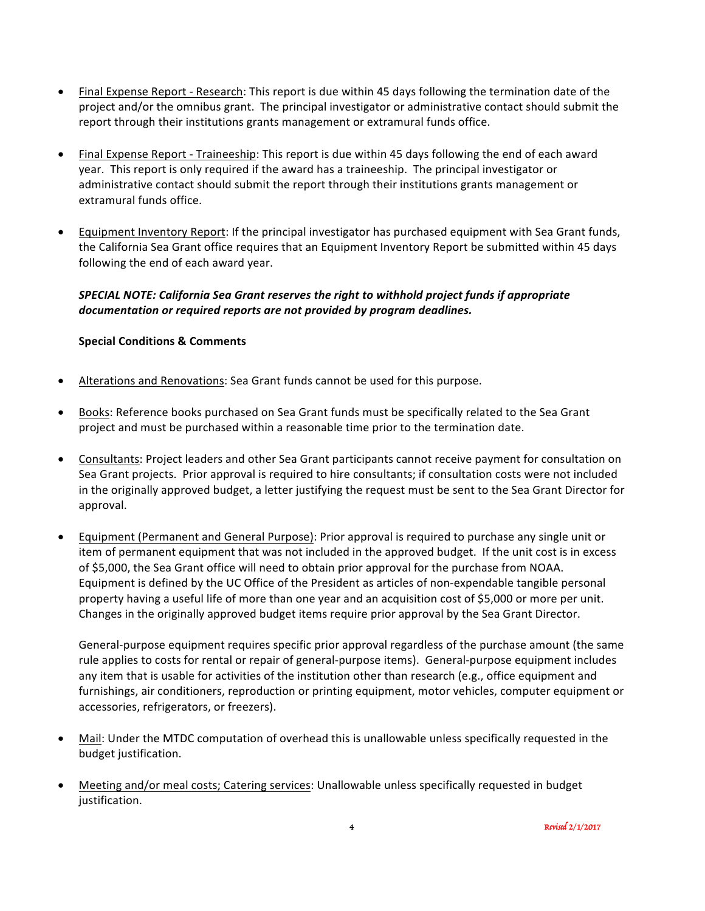- Final Expense Report - Research: This report is due within 45 days following the termination date of the project and/or the omnibus grant. The principal investigator or administrative contact should submit the report through their institutions grants management or extramural funds office.

- Final Expense Report - Traineeship: This report is due within 45 days following the end of each award year. This report is only required if the award has a traineeship. The principal investigator or administrative contact should submit the report through their institutions grants management or extramural funds office.

- Equipment Inventory Report: If the principal investigator has purchased equipment with Sea Grant funds, the California Sea Grant office requires that an Equipment Inventory Report be submitted within 45 days following the end of each award year.

***SPECIAL NOTE: California Sea Grant reserves the right to withhold project funds if appropriate documentation or required reports are not provided by program deadlines.***

**Special Conditions & Comments**

- Alterations and Renovations: Sea Grant funds cannot be used for this purpose.

- Books: Reference books purchased on Sea Grant funds must be specifically related to the Sea Grant project and must be purchased within a reasonable time prior to the termination date.

- Consultants: Project leaders and other Sea Grant participants cannot receive payment for consultation on Sea Grant projects. Prior approval is required to hire consultants; if consultation costs were not included in the originally approved budget, a letter justifying the request must be sent to the Sea Grant Director for approval.

- Equipment (Permanent and General Purpose): Prior approval is required to purchase any single unit or item of permanent equipment that was not included in the approved budget. If the unit cost is in excess of $5,000, the Sea Grant office will need to obtain prior approval for the purchase from NOAA. Equipment is defined by the UC Office of the President as articles of non-expendable tangible personal property having a useful life of more than one year and an acquisition cost of $5,000 or more per unit. Changes in the originally approved budget items require prior approval by the Sea Grant Director.

  General-purpose equipment requires specific prior approval regardless of the purchase amount (the same rule applies to costs for rental or repair of general-purpose items). General-purpose equipment includes any item that is usable for activities of the institution other than research (e.g., office equipment and furnishings, air conditioners, reproduction or printing equipment, motor vehicles, computer equipment or accessories, refrigerators, or freezers).

- Mail: Under the MTDC computation of overhead this is unallowable unless specifically requested in the budget justification.

- Meeting and/or meal costs; Catering services: Unallowable unless specifically requested in budget justification.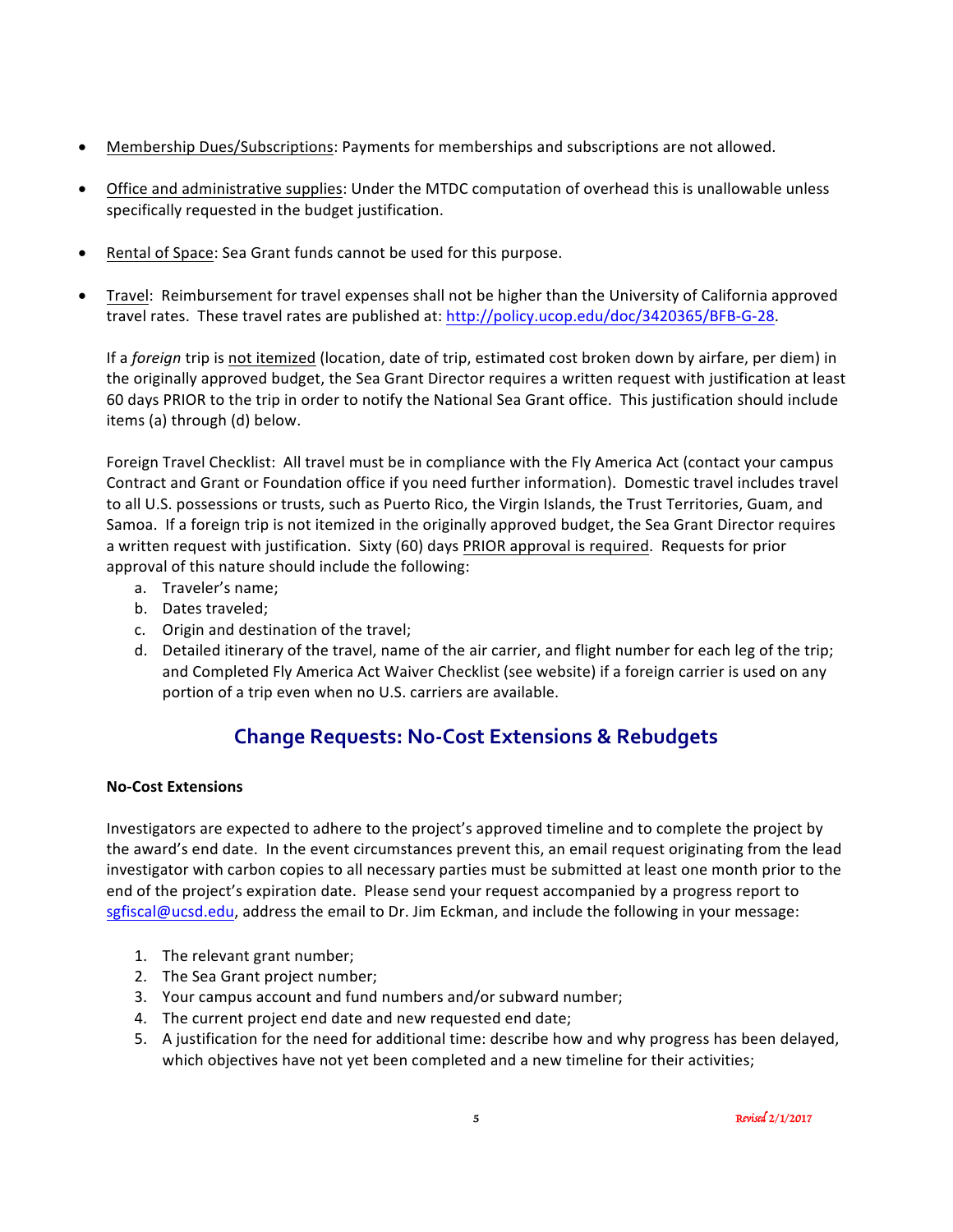- Membership Dues/Subscriptions: Payments for memberships and subscriptions are not allowed.

- Office and administrative supplies: Under the MTDC computation of overhead this is unallowable unless specifically requested in the budget justification.

- Rental of Space: Sea Grant funds cannot be used for this purpose.

- Travel: Reimbursement for travel expenses shall not be higher than the University of California approved travel rates. These travel rates are published at: http://policy.ucop.edu/doc/3420365/BFB-G-28.

  If a *foreign* trip is not itemized (location, date of trip, estimated cost broken down by airfare, per diem) in the originally approved budget, the Sea Grant Director requires a written request with justification at least 60 days PRIOR to the trip in order to notify the National Sea Grant office. This justification should include items (a) through (d) below.

  Foreign Travel Checklist: All travel must be in compliance with the Fly America Act (contact your campus Contract and Grant or Foundation office if you need further information). Domestic travel includes travel to all U.S. possessions or trusts, such as Puerto Rico, the Virgin Islands, the Trust Territories, Guam, and Samoa. If a foreign trip is not itemized in the originally approved budget, the Sea Grant Director requires a written request with justification. Sixty (60) days PRIOR approval is required. Requests for prior approval of this nature should include the following:

  a. Traveler's name;
  b. Dates traveled;
  c. Origin and destination of the travel;
  d. Detailed itinerary of the travel, name of the air carrier, and flight number for each leg of the trip; and Completed Fly America Act Waiver Checklist (see website) if a foreign carrier is used on any portion of a trip even when no U.S. carriers are available.

## Change Requests: No-Cost Extensions & Rebudgets

**No-Cost Extensions**

Investigators are expected to adhere to the project's approved timeline and to complete the project by the award's end date. In the event circumstances prevent this, an email request originating from the lead investigator with carbon copies to all necessary parties must be submitted at least one month prior to the end of the project's expiration date. Please send your request accompanied by a progress report to sgfiscal@ucsd.edu, address the email to Dr. Jim Eckman, and include the following in your message:

1. The relevant grant number;
2. The Sea Grant project number;
3. Your campus account and fund numbers and/or subward number;
4. The current project end date and new requested end date;
5. A justification for the need for additional time: describe how and why progress has been delayed, which objectives have not yet been completed and a new timeline for their activities;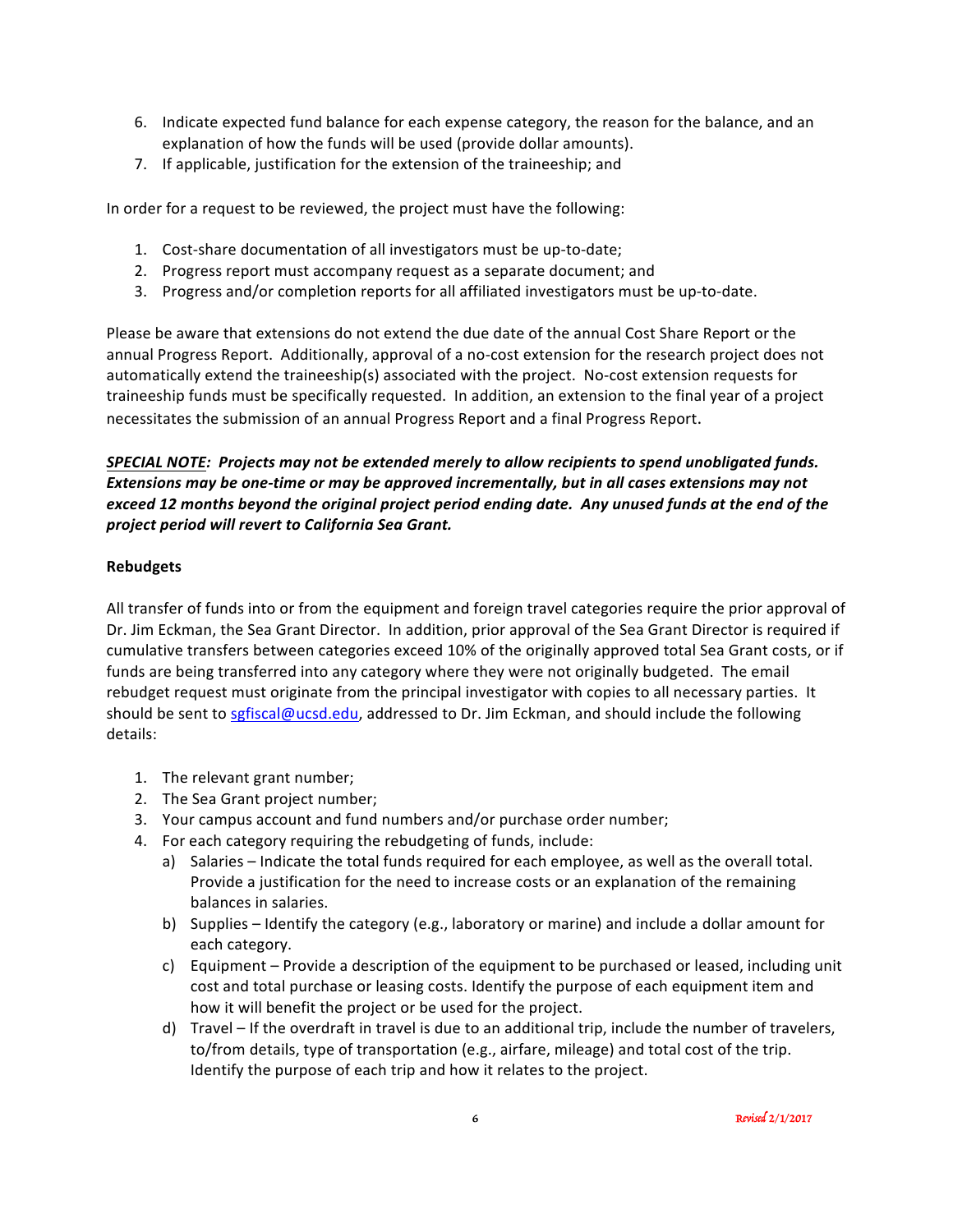6. Indicate expected fund balance for each expense category, the reason for the balance, and an explanation of how the funds will be used (provide dollar amounts).
7. If applicable, justification for the extension of the traineeship; and

In order for a request to be reviewed, the project must have the following:

1. Cost-share documentation of all investigators must be up-to-date;
2. Progress report must accompany request as a separate document; and
3. Progress and/or completion reports for all affiliated investigators must be up-to-date.

Please be aware that extensions do not extend the due date of the annual Cost Share Report or the annual Progress Report. Additionally, approval of a no-cost extension for the research project does not automatically extend the traineeship(s) associated with the project. No-cost extension requests for traineeship funds must be specifically requested. In addition, an extension to the final year of a project necessitates the submission of an annual Progress Report and a final Progress Report.

***<u>SPECIAL NOTE</u>: Projects may not be extended merely to allow recipients to spend unobligated funds. Extensions may be one-time or may be approved incrementally, but in all cases extensions may not exceed 12 months beyond the original project period ending date. Any unused funds at the end of the project period will revert to California Sea Grant.***

**Rebudgets**

All transfer of funds into or from the equipment and foreign travel categories require the prior approval of Dr. Jim Eckman, the Sea Grant Director. In addition, prior approval of the Sea Grant Director is required if cumulative transfers between categories exceed 10% of the originally approved total Sea Grant costs, or if funds are being transferred into any category where they were not originally budgeted. The email rebudget request must originate from the principal investigator with copies to all necessary parties. It should be sent to sgfiscal@ucsd.edu, addressed to Dr. Jim Eckman, and should include the following details:

1. The relevant grant number;
2. The Sea Grant project number;
3. Your campus account and fund numbers and/or purchase order number;
4. For each category requiring the rebudgeting of funds, include:
   a) Salaries – Indicate the total funds required for each employee, as well as the overall total. Provide a justification for the need to increase costs or an explanation of the remaining balances in salaries.
   b) Supplies – Identify the category (e.g., laboratory or marine) and include a dollar amount for each category.
   c) Equipment – Provide a description of the equipment to be purchased or leased, including unit cost and total purchase or leasing costs. Identify the purpose of each equipment item and how it will benefit the project or be used for the project.
   d) Travel – If the overdraft in travel is due to an additional trip, include the number of travelers, to/from details, type of transportation (e.g., airfare, mileage) and total cost of the trip. Identify the purpose of each trip and how it relates to the project.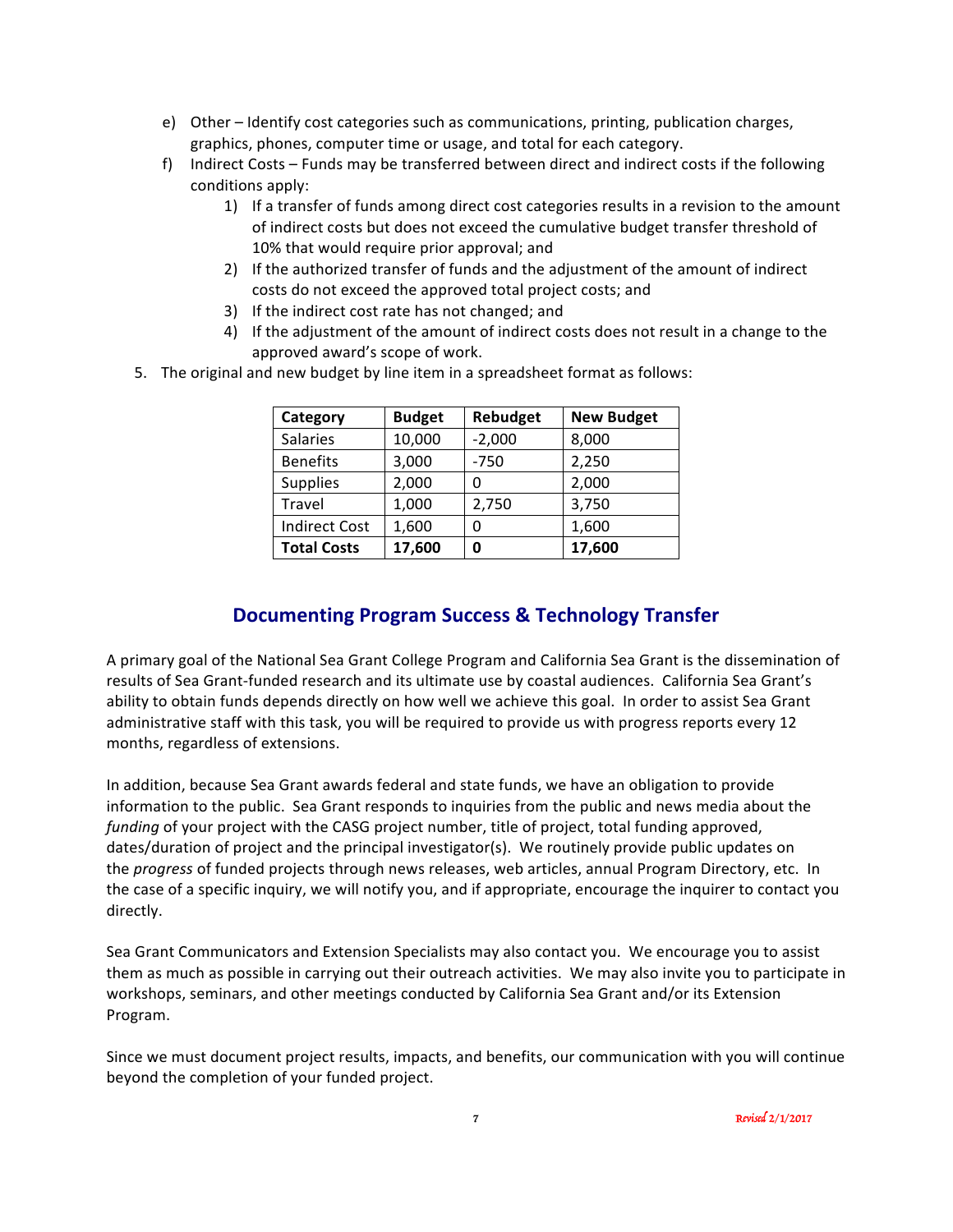e) Other – Identify cost categories such as communications, printing, publication charges, graphics, phones, computer time or usage, and total for each category.

f) Indirect Costs – Funds may be transferred between direct and indirect costs if the following conditions apply:

   1) If a transfer of funds among direct cost categories results in a revision to the amount of indirect costs but does not exceed the cumulative budget transfer threshold of 10% that would require prior approval; and
   2) If the authorized transfer of funds and the adjustment of the amount of indirect costs do not exceed the approved total project costs; and
   3) If the indirect cost rate has not changed; and
   4) If the adjustment of the amount of indirect costs does not result in a change to the approved award's scope of work.

5. The original and new budget by line item in a spreadsheet format as follows:

| Category | Budget | Rebudget | New Budget |
|---|---|---|---|
| Salaries | 10,000 | -2,000 | 8,000 |
| Benefits | 3,000 | -750 | 2,250 |
| Supplies | 2,000 | 0 | 2,000 |
| Travel | 1,000 | 2,750 | 3,750 |
| Indirect Cost | 1,600 | 0 | 1,600 |
| **Total Costs** | **17,600** | **0** | **17,600** |

## Documenting Program Success & Technology Transfer

A primary goal of the National Sea Grant College Program and California Sea Grant is the dissemination of results of Sea Grant-funded research and its ultimate use by coastal audiences. California Sea Grant's ability to obtain funds depends directly on how well we achieve this goal. In order to assist Sea Grant administrative staff with this task, you will be required to provide us with progress reports every 12 months, regardless of extensions.

In addition, because Sea Grant awards federal and state funds, we have an obligation to provide information to the public. Sea Grant responds to inquiries from the public and news media about the *funding* of your project with the CASG project number, title of project, total funding approved, dates/duration of project and the principal investigator(s). We routinely provide public updates on the *progress* of funded projects through news releases, web articles, annual Program Directory, etc. In the case of a specific inquiry, we will notify you, and if appropriate, encourage the inquirer to contact you directly.

Sea Grant Communicators and Extension Specialists may also contact you. We encourage you to assist them as much as possible in carrying out their outreach activities. We may also invite you to participate in workshops, seminars, and other meetings conducted by California Sea Grant and/or its Extension Program.

Since we must document project results, impacts, and benefits, our communication with you will continue beyond the completion of your funded project.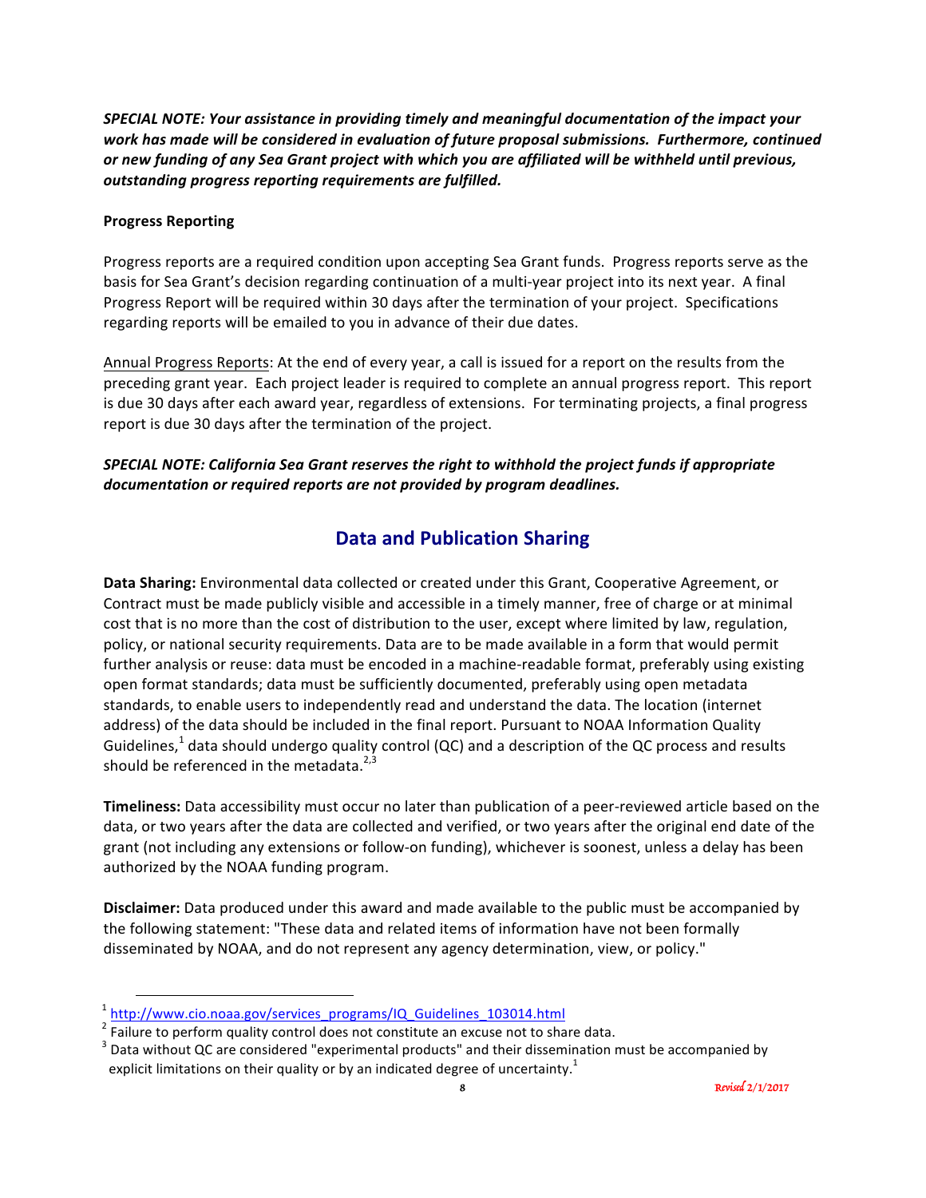***SPECIAL NOTE: Your assistance in providing timely and meaningful documentation of the impact your work has made will be considered in evaluation of future proposal submissions. Furthermore, continued or new funding of any Sea Grant project with which you are affiliated will be withheld until previous, outstanding progress reporting requirements are fulfilled.***

**Progress Reporting**

Progress reports are a required condition upon accepting Sea Grant funds. Progress reports serve as the basis for Sea Grant's decision regarding continuation of a multi-year project into its next year. A final Progress Report will be required within 30 days after the termination of your project. Specifications regarding reports will be emailed to you in advance of their due dates.

Annual Progress Reports: At the end of every year, a call is issued for a report on the results from the preceding grant year. Each project leader is required to complete an annual progress report. This report is due 30 days after each award year, regardless of extensions. For terminating projects, a final progress report is due 30 days after the termination of the project.

***SPECIAL NOTE: California Sea Grant reserves the right to withhold the project funds if appropriate documentation or required reports are not provided by program deadlines.***

## Data and Publication Sharing

**Data Sharing:** Environmental data collected or created under this Grant, Cooperative Agreement, or Contract must be made publicly visible and accessible in a timely manner, free of charge or at minimal cost that is no more than the cost of distribution to the user, except where limited by law, regulation, policy, or national security requirements. Data are to be made available in a form that would permit further analysis or reuse: data must be encoded in a machine-readable format, preferably using existing open format standards; data must be sufficiently documented, preferably using open metadata standards, to enable users to independently read and understand the data. The location (internet address) of the data should be included in the final report. Pursuant to NOAA Information Quality Guidelines,[1] data should undergo quality control (QC) and a description of the QC process and results should be referenced in the metadata.[2,3]

**Timeliness:** Data accessibility must occur no later than publication of a peer-reviewed article based on the data, or two years after the data are collected and verified, or two years after the original end date of the grant (not including any extensions or follow-on funding), whichever is soonest, unless a delay has been authorized by the NOAA funding program.

**Disclaimer:** Data produced under this award and made available to the public must be accompanied by the following statement: "These data and related items of information have not been formally disseminated by NOAA, and do not represent any agency determination, view, or policy."

---

[1] http://www.cio.noaa.gov/services_programs/IQ_Guidelines_103014.html

[2] Failure to perform quality control does not constitute an excuse not to share data.

[3] Data without QC are considered "experimental products" and their dissemination must be accompanied by explicit limitations on their quality or by an indicated degree of uncertainty.[1]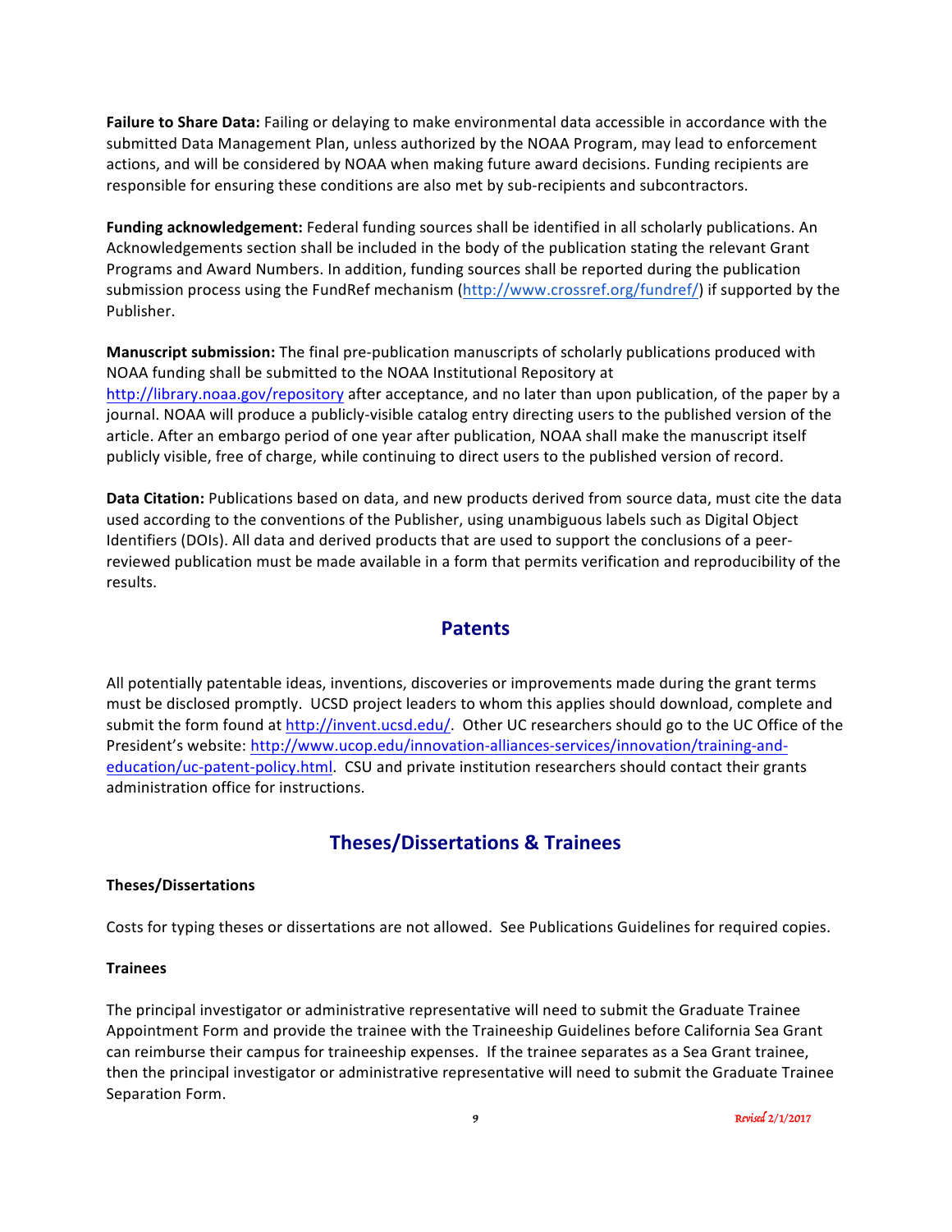**Failure to Share Data:** Failing or delaying to make environmental data accessible in accordance with the submitted Data Management Plan, unless authorized by the NOAA Program, may lead to enforcement actions, and will be considered by NOAA when making future award decisions. Funding recipients are responsible for ensuring these conditions are also met by sub-recipients and subcontractors.

**Funding acknowledgement:** Federal funding sources shall be identified in all scholarly publications. An Acknowledgements section shall be included in the body of the publication stating the relevant Grant Programs and Award Numbers. In addition, funding sources shall be reported during the publication submission process using the FundRef mechanism (http://www.crossref.org/fundref/) if supported by the Publisher.

**Manuscript submission:** The final pre-publication manuscripts of scholarly publications produced with NOAA funding shall be submitted to the NOAA Institutional Repository at http://library.noaa.gov/repository after acceptance, and no later than upon publication, of the paper by a journal. NOAA will produce a publicly-visible catalog entry directing users to the published version of the article. After an embargo period of one year after publication, NOAA shall make the manuscript itself publicly visible, free of charge, while continuing to direct users to the published version of record.

**Data Citation:** Publications based on data, and new products derived from source data, must cite the data used according to the conventions of the Publisher, using unambiguous labels such as Digital Object Identifiers (DOIs). All data and derived products that are used to support the conclusions of a peer-reviewed publication must be made available in a form that permits verification and reproducibility of the results.

## Patents

All potentially patentable ideas, inventions, discoveries or improvements made during the grant terms must be disclosed promptly. UCSD project leaders to whom this applies should download, complete and submit the form found at http://invent.ucsd.edu/. Other UC researchers should go to the UC Office of the President's website: http://www.ucop.edu/innovation-alliances-services/innovation/training-and-education/uc-patent-policy.html. CSU and private institution researchers should contact their grants administration office for instructions.

## Theses/Dissertations & Trainees

**Theses/Dissertations**

Costs for typing theses or dissertations are not allowed. See Publications Guidelines for required copies.

**Trainees**

The principal investigator or administrative representative will need to submit the Graduate Trainee Appointment Form and provide the trainee with the Traineeship Guidelines before California Sea Grant can reimburse their campus for traineeship expenses. If the trainee separates as a Sea Grant trainee, then the principal investigator or administrative representative will need to submit the Graduate Trainee Separation Form.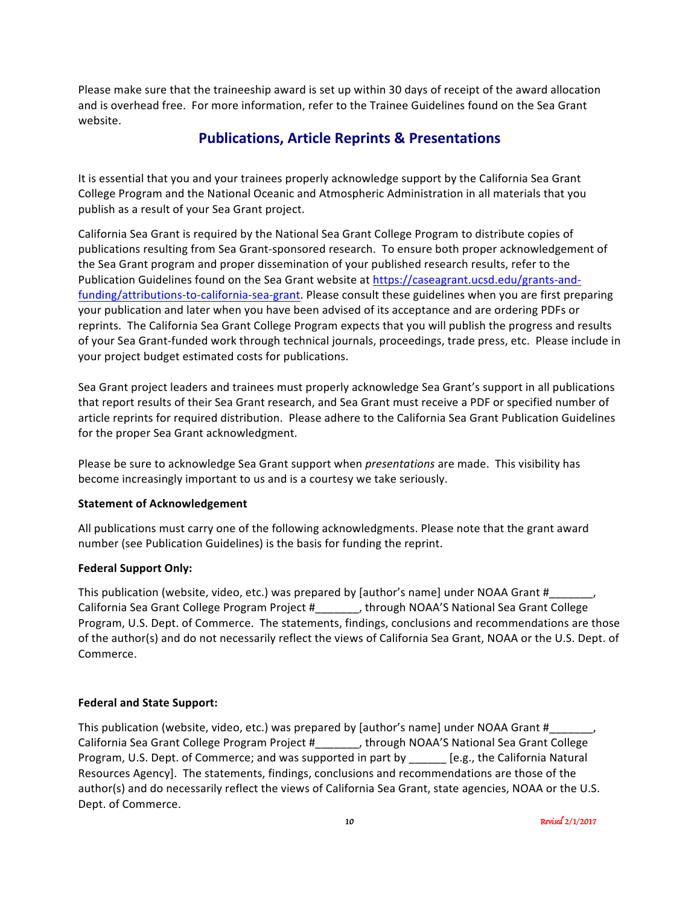Please make sure that the traineeship award is set up within 30 days of receipt of the award allocation and is overhead free. For more information, refer to the Trainee Guidelines found on the Sea Grant website.

## Publications, Article Reprints & Presentations

It is essential that you and your trainees properly acknowledge support by the California Sea Grant College Program and the National Oceanic and Atmospheric Administration in all materials that you publish as a result of your Sea Grant project.

California Sea Grant is required by the National Sea Grant College Program to distribute copies of publications resulting from Sea Grant-sponsored research. To ensure both proper acknowledgement of the Sea Grant program and proper dissemination of your published research results, refer to the Publication Guidelines found on the Sea Grant website at https://caseagrant.ucsd.edu/grants-and-funding/attributions-to-california-sea-grant. Please consult these guidelines when you are first preparing your publication and later when you have been advised of its acceptance and are ordering PDFs or reprints. The California Sea Grant College Program expects that you will publish the progress and results of your Sea Grant-funded work through technical journals, proceedings, trade press, etc. Please include in your project budget estimated costs for publications.

Sea Grant project leaders and trainees must properly acknowledge Sea Grant's support in all publications that report results of their Sea Grant research, and Sea Grant must receive a PDF or specified number of article reprints for required distribution. Please adhere to the California Sea Grant Publication Guidelines for the proper Sea Grant acknowledgment.

Please be sure to acknowledge Sea Grant support when *presentations* are made. This visibility has become increasingly important to us and is a courtesy we take seriously.

**Statement of Acknowledgement**

All publications must carry one of the following acknowledgments. Please note that the grant award number (see Publication Guidelines) is the basis for funding the reprint.

**Federal Support Only:**

This publication (website, video, etc.) was prepared by [author's name] under NOAA Grant #_______, California Sea Grant College Program Project #_______, through NOAA'S National Sea Grant College Program, U.S. Dept. of Commerce. The statements, findings, conclusions and recommendations are those of the author(s) and do not necessarily reflect the views of California Sea Grant, NOAA or the U.S. Dept. of Commerce.

**Federal and State Support:**

This publication (website, video, etc.) was prepared by [author's name] under NOAA Grant #_______, California Sea Grant College Program Project #_______, through NOAA'S National Sea Grant College Program, U.S. Dept. of Commerce; and was supported in part by ______ [e.g., the California Natural Resources Agency]. The statements, findings, conclusions and recommendations are those of the author(s) and do necessarily reflect the views of California Sea Grant, state agencies, NOAA or the U.S. Dept. of Commerce.

Revised 2/1/2017